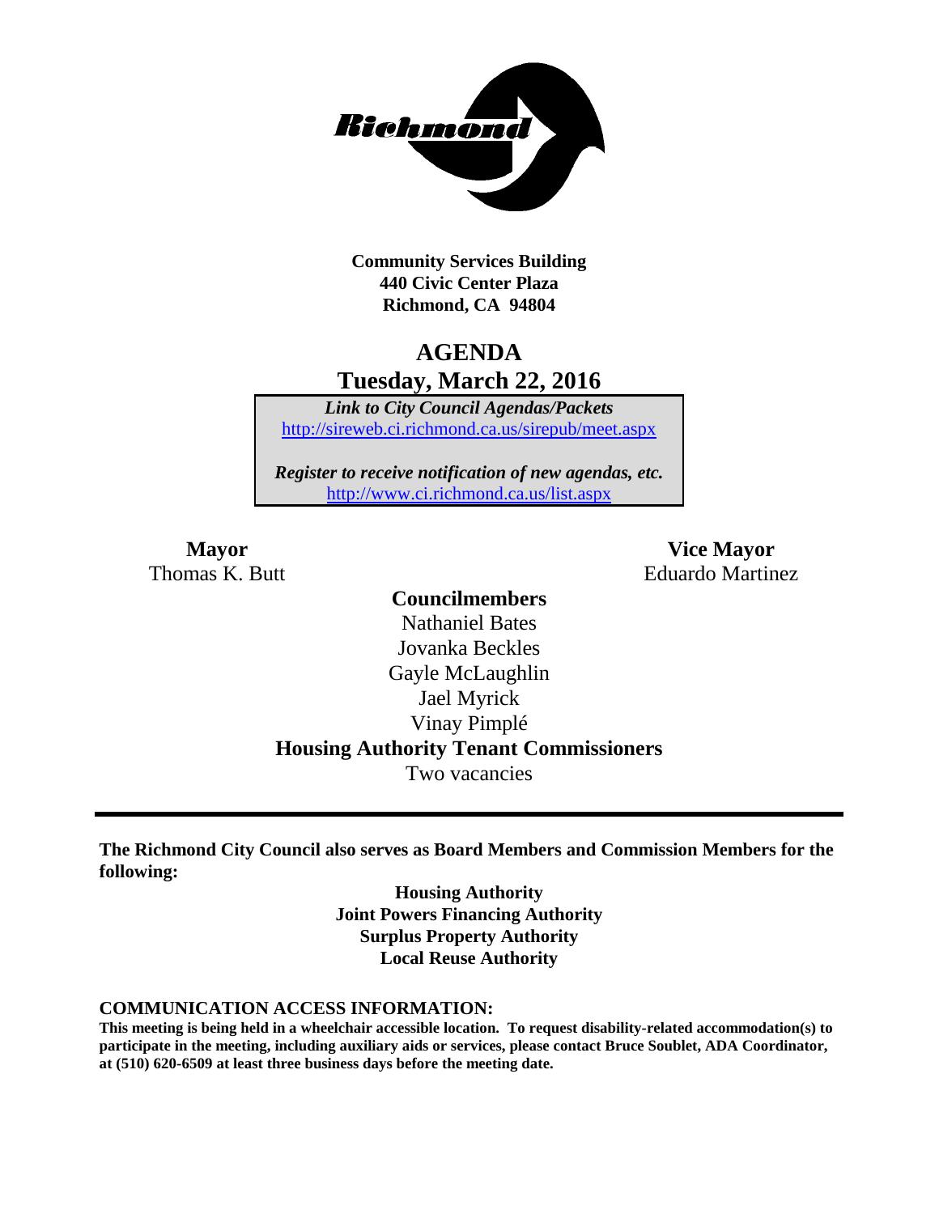**Community Services Building**
**440 Civic Center Plaza**
**Richmond, CA 94804**

# AGENDA
## Tuesday, March 22, 2016

***Link to City Council Agendas/Packets***
http://sireweb.ci.richmond.ca.us/sirepub/meet.aspx

***Register to receive notification of new agendas, etc.***
http://www.ci.richmond.ca.us/list.aspx

**Mayor**
Thomas K. Butt

**Vice Mayor**
Eduardo Martinez

**Councilmembers**
Nathaniel Bates
Jovanka Beckles
Gayle McLaughlin
Jael Myrick
Vinay Pimplé

**Housing Authority Tenant Commissioners**
Two vacancies

---

**The Richmond City Council also serves as Board Members and Commission Members for the following:**

**Housing Authority**
**Joint Powers Financing Authority**
**Surplus Property Authority**
**Local Reuse Authority**

### COMMUNICATION ACCESS INFORMATION:

**This meeting is being held in a wheelchair accessible location. To request disability-related accommodation(s) to participate in the meeting, including auxiliary aids or services, please contact Bruce Soublet, ADA Coordinator, at (510) 620-6509 at least three business days before the meeting date.**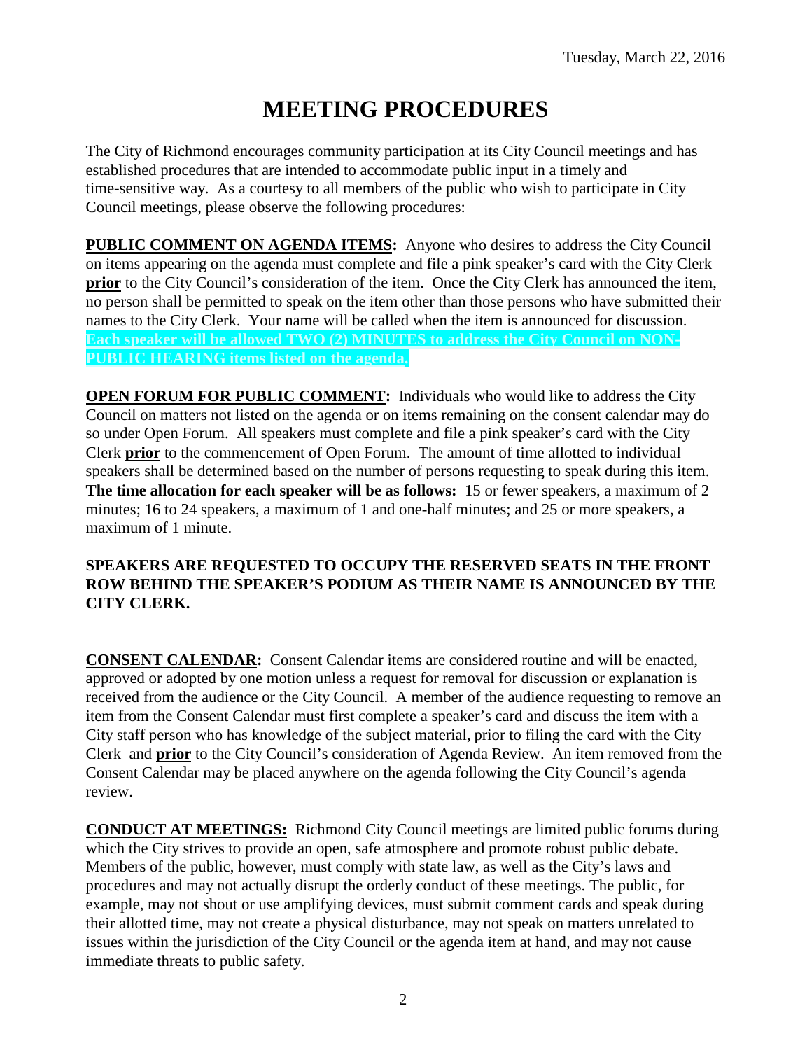Tuesday, March 22, 2016

# MEETING PROCEDURES

The City of Richmond encourages community participation at its City Council meetings and has established procedures that are intended to accommodate public input in a timely and time-sensitive way. As a courtesy to all members of the public who wish to participate in City Council meetings, please observe the following procedures:

**PUBLIC COMMENT ON AGENDA ITEMS:** Anyone who desires to address the City Council on items appearing on the agenda must complete and file a pink speaker's card with the City Clerk **prior** to the City Council's consideration of the item. Once the City Clerk has announced the item, no person shall be permitted to speak on the item other than those persons who have submitted their names to the City Clerk. Your name will be called when the item is announced for discussion. **Each speaker will be allowed TWO (2) MINUTES to address the City Council on NON-PUBLIC HEARING items listed on the agenda.**

**OPEN FORUM FOR PUBLIC COMMENT:** Individuals who would like to address the City Council on matters not listed on the agenda or on items remaining on the consent calendar may do so under Open Forum. All speakers must complete and file a pink speaker's card with the City Clerk **prior** to the commencement of Open Forum. The amount of time allotted to individual speakers shall be determined based on the number of persons requesting to speak during this item. **The time allocation for each speaker will be as follows:** 15 or fewer speakers, a maximum of 2 minutes; 16 to 24 speakers, a maximum of 1 and one-half minutes; and 25 or more speakers, a maximum of 1 minute.

**SPEAKERS ARE REQUESTED TO OCCUPY THE RESERVED SEATS IN THE FRONT ROW BEHIND THE SPEAKER'S PODIUM AS THEIR NAME IS ANNOUNCED BY THE CITY CLERK.**

**CONSENT CALENDAR:** Consent Calendar items are considered routine and will be enacted, approved or adopted by one motion unless a request for removal for discussion or explanation is received from the audience or the City Council. A member of the audience requesting to remove an item from the Consent Calendar must first complete a speaker's card and discuss the item with a City staff person who has knowledge of the subject material, prior to filing the card with the City Clerk and **prior** to the City Council's consideration of Agenda Review. An item removed from the Consent Calendar may be placed anywhere on the agenda following the City Council's agenda review.

**CONDUCT AT MEETINGS:** Richmond City Council meetings are limited public forums during which the City strives to provide an open, safe atmosphere and promote robust public debate. Members of the public, however, must comply with state law, as well as the City's laws and procedures and may not actually disrupt the orderly conduct of these meetings. The public, for example, may not shout or use amplifying devices, must submit comment cards and speak during their allotted time, may not create a physical disturbance, may not speak on matters unrelated to issues within the jurisdiction of the City Council or the agenda item at hand, and may not cause immediate threats to public safety.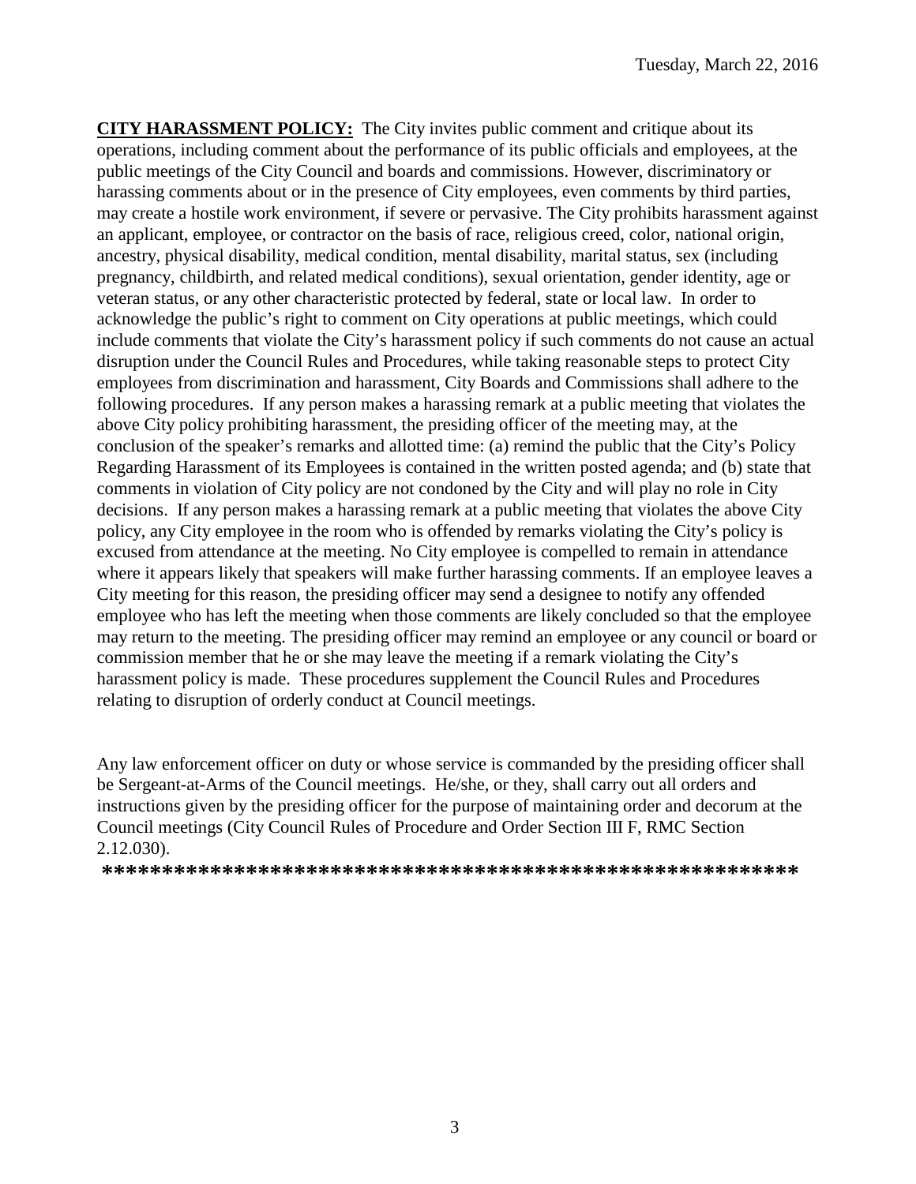**CITY HARASSMENT POLICY:** The City invites public comment and critique about its operations, including comment about the performance of its public officials and employees, at the public meetings of the City Council and boards and commissions. However, discriminatory or harassing comments about or in the presence of City employees, even comments by third parties, may create a hostile work environment, if severe or pervasive. The City prohibits harassment against an applicant, employee, or contractor on the basis of race, religious creed, color, national origin, ancestry, physical disability, medical condition, mental disability, marital status, sex (including pregnancy, childbirth, and related medical conditions), sexual orientation, gender identity, age or veteran status, or any other characteristic protected by federal, state or local law. In order to acknowledge the public's right to comment on City operations at public meetings, which could include comments that violate the City's harassment policy if such comments do not cause an actual disruption under the Council Rules and Procedures, while taking reasonable steps to protect City employees from discrimination and harassment, City Boards and Commissions shall adhere to the following procedures. If any person makes a harassing remark at a public meeting that violates the above City policy prohibiting harassment, the presiding officer of the meeting may, at the conclusion of the speaker's remarks and allotted time: (a) remind the public that the City's Policy Regarding Harassment of its Employees is contained in the written posted agenda; and (b) state that comments in violation of City policy are not condoned by the City and will play no role in City decisions. If any person makes a harassing remark at a public meeting that violates the above City policy, any City employee in the room who is offended by remarks violating the City's policy is excused from attendance at the meeting. No City employee is compelled to remain in attendance where it appears likely that speakers will make further harassing comments. If an employee leaves a City meeting for this reason, the presiding officer may send a designee to notify any offended employee who has left the meeting when those comments are likely concluded so that the employee may return to the meeting. The presiding officer may remind an employee or any council or board or commission member that he or she may leave the meeting if a remark violating the City's harassment policy is made. These procedures supplement the Council Rules and Procedures relating to disruption of orderly conduct at Council meetings.

Any law enforcement officer on duty or whose service is commanded by the presiding officer shall be Sergeant-at-Arms of the Council meetings. He/she, or they, shall carry out all orders and instructions given by the presiding officer for the purpose of maintaining order and decorum at the Council meetings (City Council Rules of Procedure and Order Section III F, RMC Section 2.12.030).

**************************************************************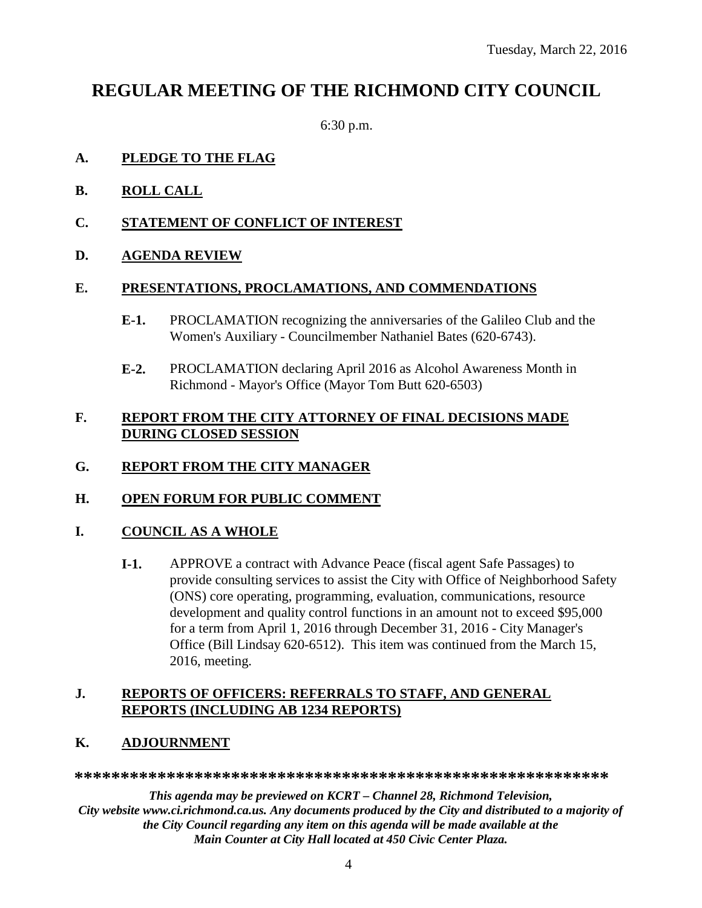Tuesday, March 22, 2016

# REGULAR MEETING OF THE RICHMOND CITY COUNCIL

6:30 p.m.

**A. PLEDGE TO THE FLAG**

**B. ROLL CALL**

**C. STATEMENT OF CONFLICT OF INTEREST**

**D. AGENDA REVIEW**

**E. PRESENTATIONS, PROCLAMATIONS, AND COMMENDATIONS**

**E-1.** PROCLAMATION recognizing the anniversaries of the Galileo Club and the Women's Auxiliary - Councilmember Nathaniel Bates (620-6743).

**E-2.** PROCLAMATION declaring April 2016 as Alcohol Awareness Month in Richmond - Mayor's Office (Mayor Tom Butt 620-6503)

**F. REPORT FROM THE CITY ATTORNEY OF FINAL DECISIONS MADE DURING CLOSED SESSION**

**G. REPORT FROM THE CITY MANAGER**

**H. OPEN FORUM FOR PUBLIC COMMENT**

**I. COUNCIL AS A WHOLE**

**I-1.** APPROVE a contract with Advance Peace (fiscal agent Safe Passages) to provide consulting services to assist the City with Office of Neighborhood Safety (ONS) core operating, programming, evaluation, communications, resource development and quality control functions in an amount not to exceed $95,000 for a term from April 1, 2016 through December 31, 2016 - City Manager's Office (Bill Lindsay 620-6512). This item was continued from the March 15, 2016, meeting.

**J. REPORTS OF OFFICERS: REFERRALS TO STAFF, AND GENERAL REPORTS (INCLUDING AB 1234 REPORTS)**

**K. ADJOURNMENT**

**************************************************************

***This agenda may be previewed on KCRT – Channel 28, Richmond Television, City website www.ci.richmond.ca.us. Any documents produced by the City and distributed to a majority of the City Council regarding any item on this agenda will be made available at the Main Counter at City Hall located at 450 Civic Center Plaza.***